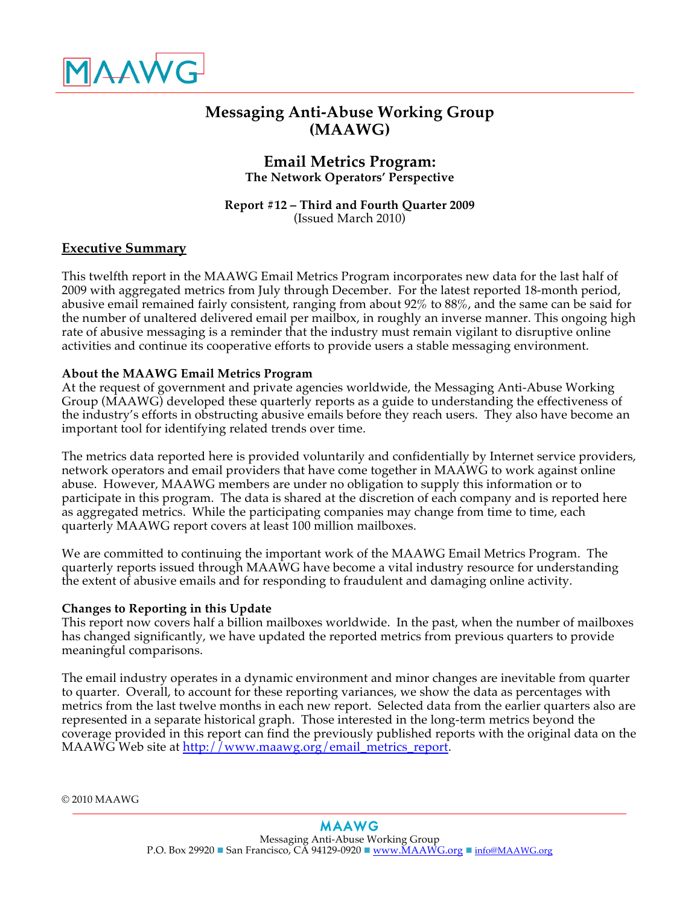MAAWG

# Messaging Anti-Abuse Working Group (MAAWG)

## Email Metrics Program:

### The Network Operators' Perspective

**Report #12 – Third and Fourth Quarter 2009**
(Issued March 2010)

## Executive Summary

This twelfth report in the MAAWG Email Metrics Program incorporates new data for the last half of 2009 with aggregated metrics from July through December. For the latest reported 18-month period, abusive email remained fairly consistent, ranging from about 92% to 88%, and the same can be said for the number of unaltered delivered email per mailbox, in roughly an inverse manner. This ongoing high rate of abusive messaging is a reminder that the industry must remain vigilant to disruptive online activities and continue its cooperative efforts to provide users a stable messaging environment.

**About the MAAWG Email Metrics Program**

At the request of government and private agencies worldwide, the Messaging Anti-Abuse Working Group (MAAWG) developed these quarterly reports as a guide to understanding the effectiveness of the industry's efforts in obstructing abusive emails before they reach users. They also have become an important tool for identifying related trends over time.

The metrics data reported here is provided voluntarily and confidentially by Internet service providers, network operators and email providers that have come together in MAAWG to work against online abuse. However, MAAWG members are under no obligation to supply this information or to participate in this program. The data is shared at the discretion of each company and is reported here as aggregated metrics. While the participating companies may change from time to time, each quarterly MAAWG report covers at least 100 million mailboxes.

We are committed to continuing the important work of the MAAWG Email Metrics Program. The quarterly reports issued through MAAWG have become a vital industry resource for understanding the extent of abusive emails and for responding to fraudulent and damaging online activity.

**Changes to Reporting in this Update**

This report now covers half a billion mailboxes worldwide. In the past, when the number of mailboxes has changed significantly, we have updated the reported metrics from previous quarters to provide meaningful comparisons.

The email industry operates in a dynamic environment and minor changes are inevitable from quarter to quarter. Overall, to account for these reporting variances, we show the data as percentages with metrics from the last twelve months in each new report. Selected data from the earlier quarters also are represented in a separate historical graph. Those interested in the long-term metrics beyond the coverage provided in this report can find the previously published reports with the original data on the MAAWG Web site at http://www.maawg.org/email_metrics_report.

© 2010 MAAWG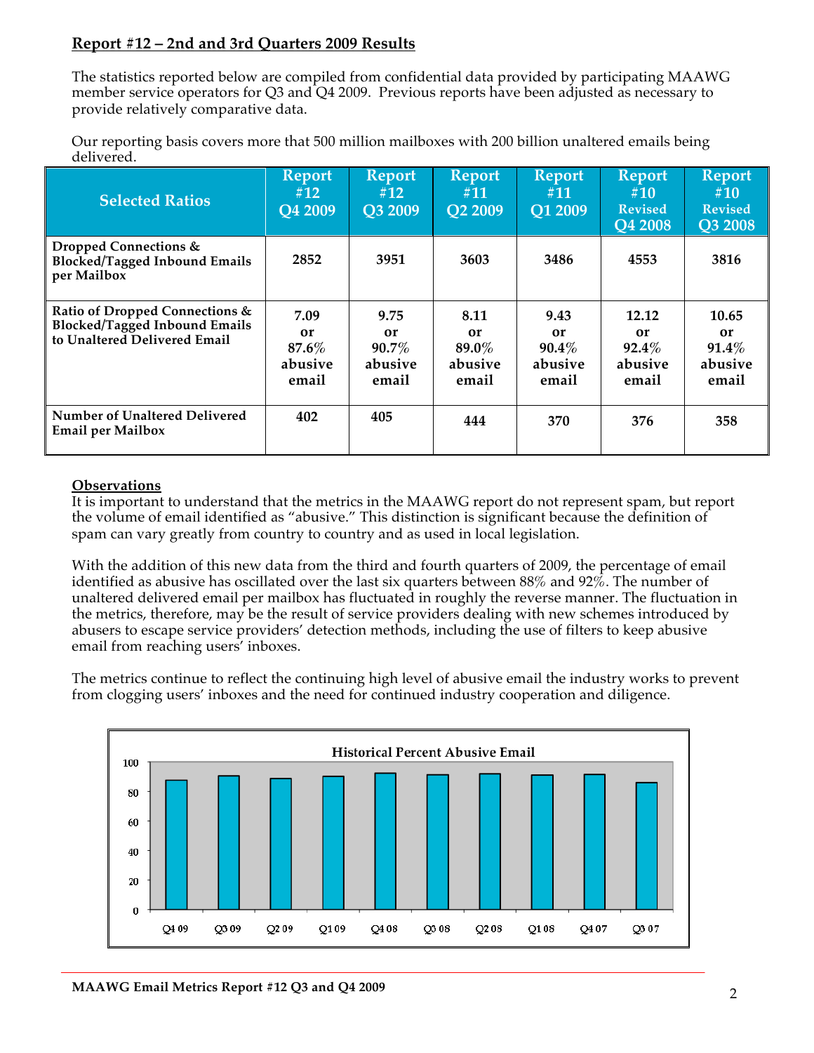## Report #12 – 2nd and 3rd Quarters 2009 Results

The statistics reported below are compiled from confidential data provided by participating MAAWG member service operators for Q3 and Q4 2009. Previous reports have been adjusted as necessary to provide relatively comparative data.

Our reporting basis covers more that 500 million mailboxes with 200 billion unaltered emails being delivered.

| Selected Ratios | Report #12 Q4 2009 | Report #12 Q3 2009 | Report #11 Q2 2009 | Report #11 Q1 2009 | Report #10 Revised Q4 2008 | Report #10 Revised Q3 2008 |
|---|---|---|---|---|---|---|
| **Dropped Connections & Blocked/Tagged Inbound Emails per Mailbox** | **2852** | **3951** | **3603** | **3486** | **4553** | **3816** |
| **Ratio of Dropped Connections & Blocked/Tagged Inbound Emails to Unaltered Delivered Email** | **7.09 or 87.6% abusive email** | **9.75 or 90.7% abusive email** | **8.11 or 89.0% abusive email** | **9.43 or 90.4% abusive email** | **12.12 or 92.4% abusive email** | **10.65 or 91.4% abusive email** |
| **Number of Unaltered Delivered Email per Mailbox** | **402** | **405** | **444** | **370** | **376** | **358** |

**Observations**

It is important to understand that the metrics in the MAAWG report do not represent spam, but report the volume of email identified as "abusive." This distinction is significant because the definition of spam can vary greatly from country to country and as used in local legislation.

With the addition of this new data from the third and fourth quarters of 2009, the percentage of email identified as abusive has oscillated over the last six quarters between 88% and 92%. The number of unaltered delivered email per mailbox has fluctuated in roughly the reverse manner. The fluctuation in the metrics, therefore, may be the result of service providers dealing with new schemes introduced by abusers to escape service providers' detection methods, including the use of filters to keep abusive email from reaching users' inboxes.

The metrics continue to reflect the continuing high level of abusive email the industry works to prevent from clogging users' inboxes and the need for continued industry cooperation and diligence.

**Historical Percent Abusive Email**

(Bar chart, y-axis 0–100; x-axis: Q4 09, Q3 09, Q2 09, Q1 09, Q4 08, Q3 08, Q2 08, Q1 08, Q4 07, Q3 07)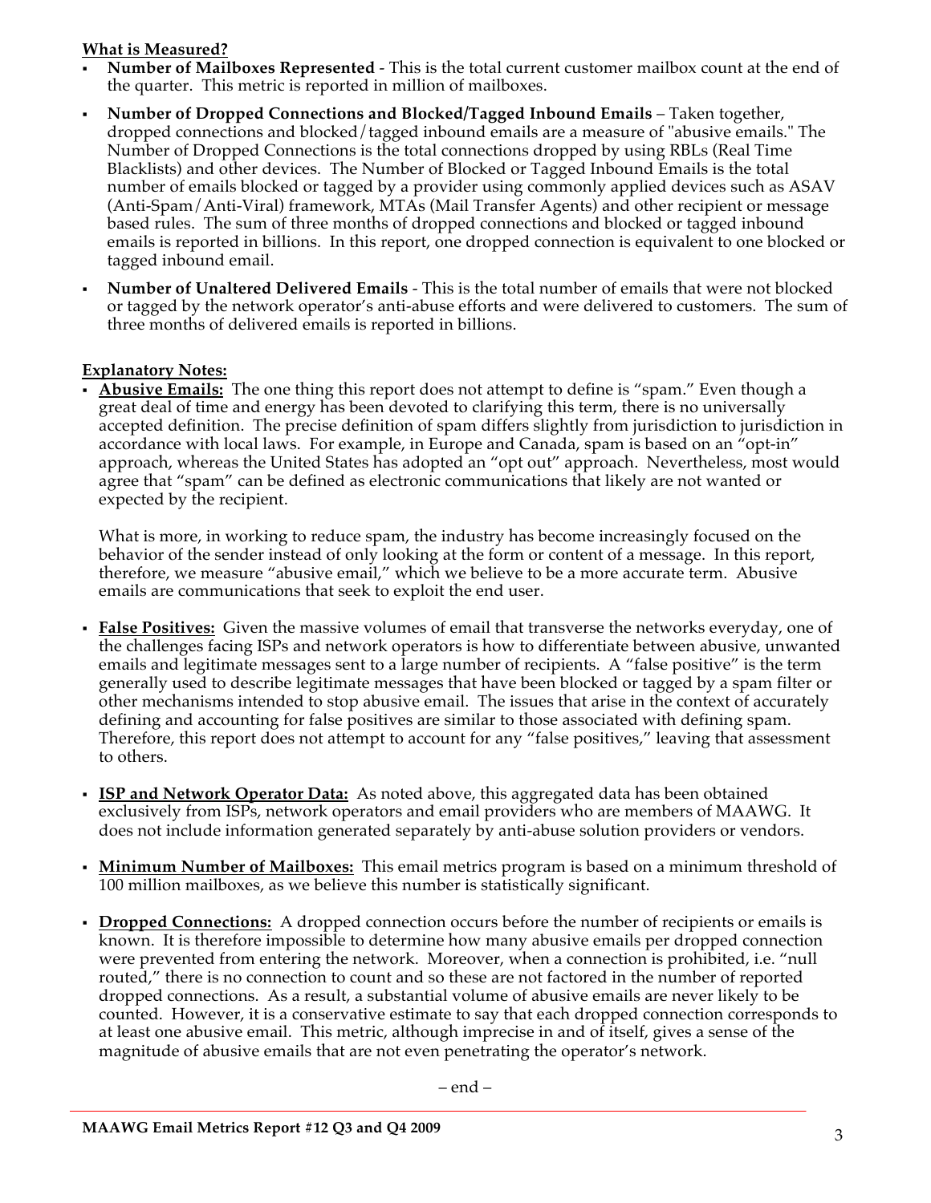**What is Measured?**

- **Number of Mailboxes Represented** - This is the total current customer mailbox count at the end of the quarter. This metric is reported in million of mailboxes.
- **Number of Dropped Connections and Blocked/Tagged Inbound Emails** – Taken together, dropped connections and blocked/tagged inbound emails are a measure of "abusive emails." The Number of Dropped Connections is the total connections dropped by using RBLs (Real Time Blacklists) and other devices. The Number of Blocked or Tagged Inbound Emails is the total number of emails blocked or tagged by a provider using commonly applied devices such as ASAV (Anti-Spam/Anti-Viral) framework, MTAs (Mail Transfer Agents) and other recipient or message based rules. The sum of three months of dropped connections and blocked or tagged inbound emails is reported in billions. In this report, one dropped connection is equivalent to one blocked or tagged inbound email.
- **Number of Unaltered Delivered Emails** - This is the total number of emails that were not blocked or tagged by the network operator's anti-abuse efforts and were delivered to customers. The sum of three months of delivered emails is reported in billions.

**Explanatory Notes:**

- **Abusive Emails:** The one thing this report does not attempt to define is "spam." Even though a great deal of time and energy has been devoted to clarifying this term, there is no universally accepted definition. The precise definition of spam differs slightly from jurisdiction to jurisdiction in accordance with local laws. For example, in Europe and Canada, spam is based on an "opt-in" approach, whereas the United States has adopted an "opt out" approach. Nevertheless, most would agree that "spam" can be defined as electronic communications that likely are not wanted or expected by the recipient.

  What is more, in working to reduce spam, the industry has become increasingly focused on the behavior of the sender instead of only looking at the form or content of a message. In this report, therefore, we measure "abusive email," which we believe to be a more accurate term. Abusive emails are communications that seek to exploit the end user.

- **False Positives:** Given the massive volumes of email that transverse the networks everyday, one of the challenges facing ISPs and network operators is how to differentiate between abusive, unwanted emails and legitimate messages sent to a large number of recipients. A "false positive" is the term generally used to describe legitimate messages that have been blocked or tagged by a spam filter or other mechanisms intended to stop abusive email. The issues that arise in the context of accurately defining and accounting for false positives are similar to those associated with defining spam. Therefore, this report does not attempt to account for any "false positives," leaving that assessment to others.
- **ISP and Network Operator Data:** As noted above, this aggregated data has been obtained exclusively from ISPs, network operators and email providers who are members of MAAWG. It does not include information generated separately by anti-abuse solution providers or vendors.
- **Minimum Number of Mailboxes:** This email metrics program is based on a minimum threshold of 100 million mailboxes, as we believe this number is statistically significant.
- **Dropped Connections:** A dropped connection occurs before the number of recipients or emails is known. It is therefore impossible to determine how many abusive emails per dropped connection were prevented from entering the network. Moreover, when a connection is prohibited, i.e. "null routed," there is no connection to count and so these are not factored in the number of reported dropped connections. As a result, a substantial volume of abusive emails are never likely to be counted. However, it is a conservative estimate to say that each dropped connection corresponds to at least one abusive email. This metric, although imprecise in and of itself, gives a sense of the magnitude of abusive emails that are not even penetrating the operator's network.

– end –